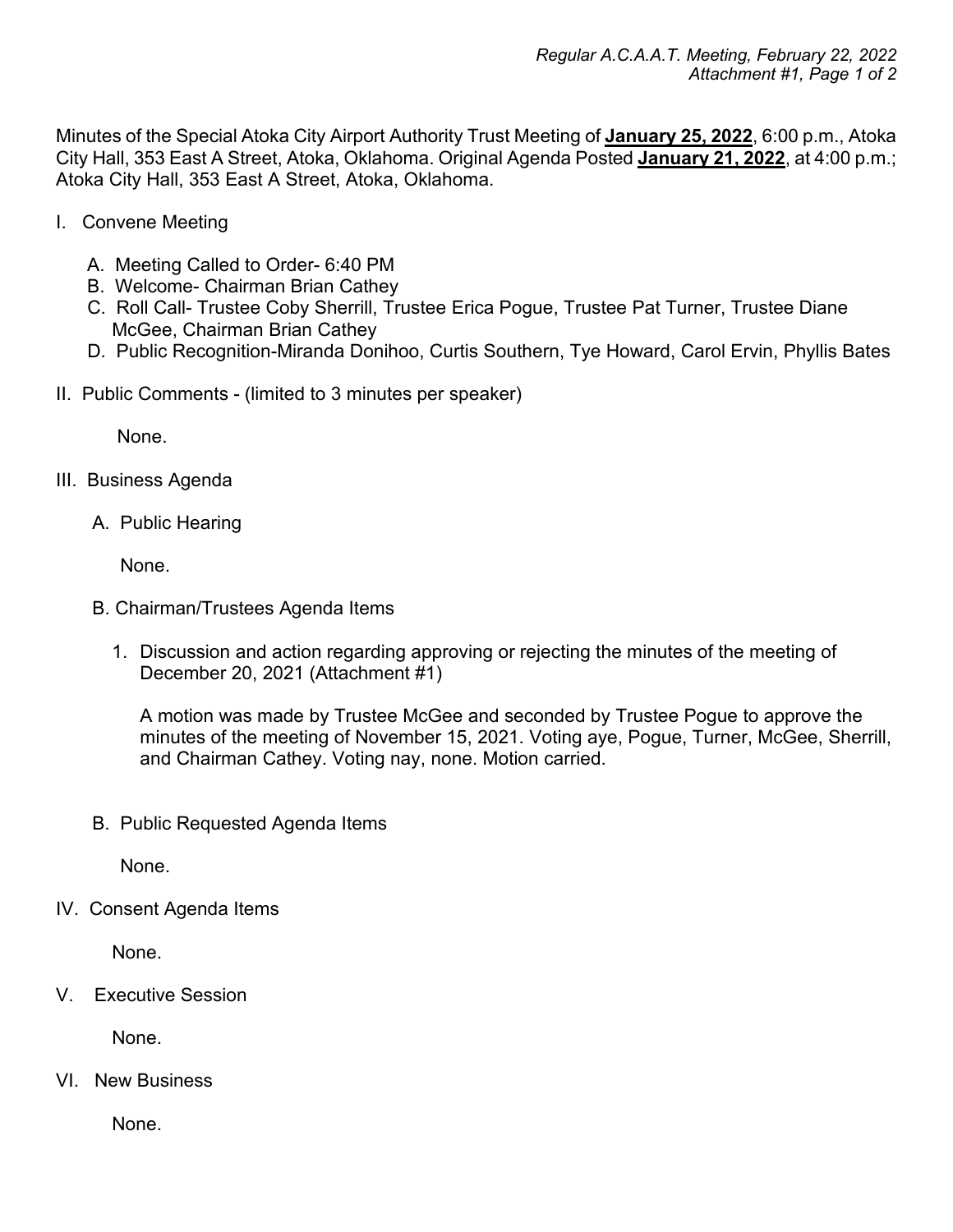Minutes of the Special Atoka City Airport Authority Trust Meeting of **January 25, 2022**, 6:00 p.m., Atoka City Hall, 353 East A Street, Atoka, Oklahoma. Original Agenda Posted **January 21, 2022**, at 4:00 p.m.; Atoka City Hall, 353 East A Street, Atoka, Oklahoma.

I. Convene Meeting

   A. Meeting Called to Order- 6:40 PM
   B. Welcome- Chairman Brian Cathey
   C. Roll Call- Trustee Coby Sherrill, Trustee Erica Pogue, Trustee Pat Turner, Trustee Diane McGee, Chairman Brian Cathey
   D. Public Recognition-Miranda Donihoo, Curtis Southern, Tye Howard, Carol Ervin, Phyllis Bates

II. Public Comments - (limited to 3 minutes per speaker)

   None.

III. Business Agenda

   A. Public Hearing

      None.

   B. Chairman/Trustees Agenda Items

      1. Discussion and action regarding approving or rejecting the minutes of the meeting of December 20, 2021 (Attachment #1)

         A motion was made by Trustee McGee and seconded by Trustee Pogue to approve the minutes of the meeting of November 15, 2021. Voting aye, Pogue, Turner, McGee, Sherrill, and Chairman Cathey. Voting nay, none. Motion carried.

   B. Public Requested Agenda Items

      None.

IV. Consent Agenda Items

   None.

V. Executive Session

   None.

VI. New Business

   None.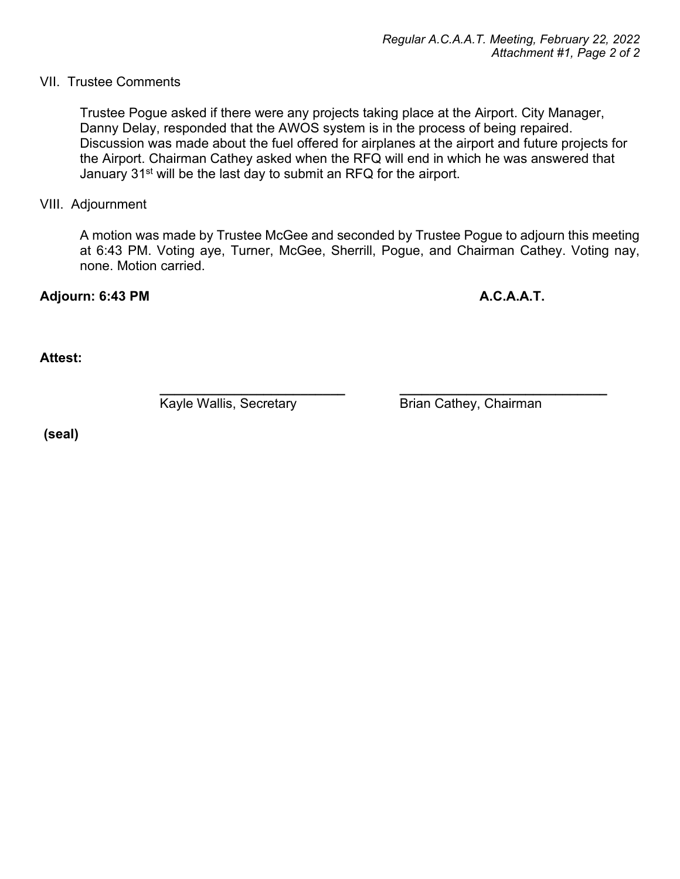## VII. Trustee Comments

Trustee Pogue asked if there were any projects taking place at the Airport. City Manager, Danny Delay, responded that the AWOS system is in the process of being repaired. Discussion was made about the fuel offered for airplanes at the airport and future projects for the Airport. Chairman Cathey asked when the RFQ will end in which he was answered that January 31st will be the last day to submit an RFQ for the airport.

## VIII. Adjournment

A motion was made by Trustee McGee and seconded by Trustee Pogue to adjourn this meeting at 6:43 PM. Voting aye, Turner, McGee, Sherrill, Pogue, and Chairman Cathey. Voting nay, none. Motion carried.

**Adjourn: 6:43 PM** **A.C.A.A.T.**

**Attest:**

\_\_\_\_\_\_\_\_\_\_\_\_\_\_\_\_\_\_\_\_\_\_\_\_\_
Kayle Wallis, Secretary

\_\_\_\_\_\_\_\_\_\_\_\_\_\_\_\_\_\_\_\_\_\_\_\_\_\_\_\_
Brian Cathey, Chairman

**(seal)**